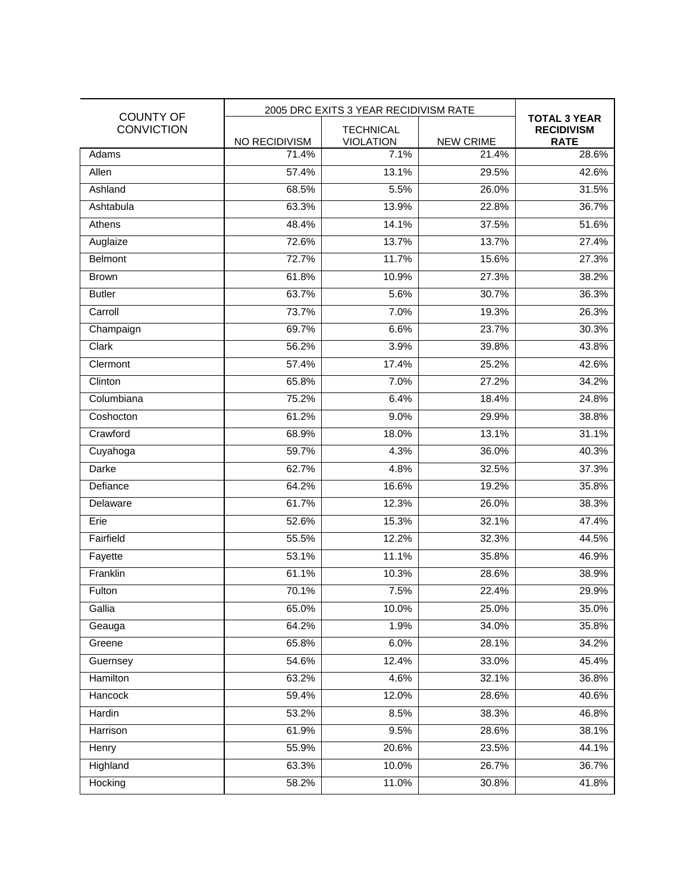| COUNTY OF CONVICTION | 2005 DRC EXITS 3 YEAR RECIDIVISM RATE | | | **TOTAL 3 YEAR RECIDIVISM RATE** |
|---|---|---|---|---|
| | NO RECIDIVISM | TECHNICAL VIOLATION | NEW CRIME | |
| Adams | 71.4% | 7.1% | 21.4% | 28.6% |
| Allen | 57.4% | 13.1% | 29.5% | 42.6% |
| Ashland | 68.5% | 5.5% | 26.0% | 31.5% |
| Ashtabula | 63.3% | 13.9% | 22.8% | 36.7% |
| Athens | 48.4% | 14.1% | 37.5% | 51.6% |
| Auglaize | 72.6% | 13.7% | 13.7% | 27.4% |
| Belmont | 72.7% | 11.7% | 15.6% | 27.3% |
| Brown | 61.8% | 10.9% | 27.3% | 38.2% |
| Butler | 63.7% | 5.6% | 30.7% | 36.3% |
| Carroll | 73.7% | 7.0% | 19.3% | 26.3% |
| Champaign | 69.7% | 6.6% | 23.7% | 30.3% |
| Clark | 56.2% | 3.9% | 39.8% | 43.8% |
| Clermont | 57.4% | 17.4% | 25.2% | 42.6% |
| Clinton | 65.8% | 7.0% | 27.2% | 34.2% |
| Columbiana | 75.2% | 6.4% | 18.4% | 24.8% |
| Coshocton | 61.2% | 9.0% | 29.9% | 38.8% |
| Crawford | 68.9% | 18.0% | 13.1% | 31.1% |
| Cuyahoga | 59.7% | 4.3% | 36.0% | 40.3% |
| Darke | 62.7% | 4.8% | 32.5% | 37.3% |
| Defiance | 64.2% | 16.6% | 19.2% | 35.8% |
| Delaware | 61.7% | 12.3% | 26.0% | 38.3% |
| Erie | 52.6% | 15.3% | 32.1% | 47.4% |
| Fairfield | 55.5% | 12.2% | 32.3% | 44.5% |
| Fayette | 53.1% | 11.1% | 35.8% | 46.9% |
| Franklin | 61.1% | 10.3% | 28.6% | 38.9% |
| Fulton | 70.1% | 7.5% | 22.4% | 29.9% |
| Gallia | 65.0% | 10.0% | 25.0% | 35.0% |
| Geauga | 64.2% | 1.9% | 34.0% | 35.8% |
| Greene | 65.8% | 6.0% | 28.1% | 34.2% |
| Guernsey | 54.6% | 12.4% | 33.0% | 45.4% |
| Hamilton | 63.2% | 4.6% | 32.1% | 36.8% |
| Hancock | 59.4% | 12.0% | 28.6% | 40.6% |
| Hardin | 53.2% | 8.5% | 38.3% | 46.8% |
| Harrison | 61.9% | 9.5% | 28.6% | 38.1% |
| Henry | 55.9% | 20.6% | 23.5% | 44.1% |
| Highland | 63.3% | 10.0% | 26.7% | 36.7% |
| Hocking | 58.2% | 11.0% | 30.8% | 41.8% |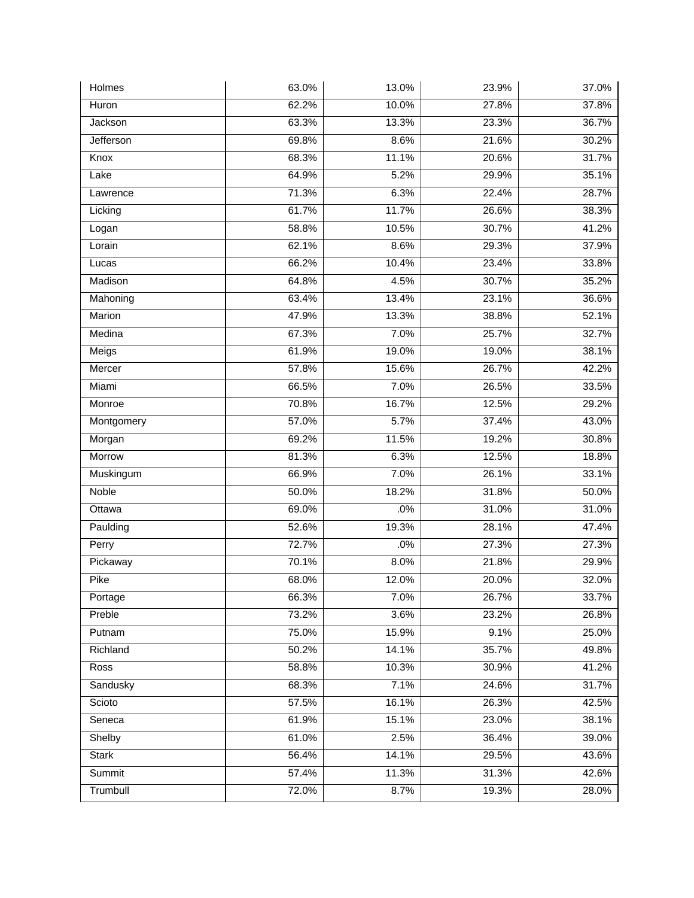| | | | | |
|---|---|---|---|---|
| Holmes | 63.0% | 13.0% | 23.9% | 37.0% |
| Huron | 62.2% | 10.0% | 27.8% | 37.8% |
| Jackson | 63.3% | 13.3% | 23.3% | 36.7% |
| Jefferson | 69.8% | 8.6% | 21.6% | 30.2% |
| Knox | 68.3% | 11.1% | 20.6% | 31.7% |
| Lake | 64.9% | 5.2% | 29.9% | 35.1% |
| Lawrence | 71.3% | 6.3% | 22.4% | 28.7% |
| Licking | 61.7% | 11.7% | 26.6% | 38.3% |
| Logan | 58.8% | 10.5% | 30.7% | 41.2% |
| Lorain | 62.1% | 8.6% | 29.3% | 37.9% |
| Lucas | 66.2% | 10.4% | 23.4% | 33.8% |
| Madison | 64.8% | 4.5% | 30.7% | 35.2% |
| Mahoning | 63.4% | 13.4% | 23.1% | 36.6% |
| Marion | 47.9% | 13.3% | 38.8% | 52.1% |
| Medina | 67.3% | 7.0% | 25.7% | 32.7% |
| Meigs | 61.9% | 19.0% | 19.0% | 38.1% |
| Mercer | 57.8% | 15.6% | 26.7% | 42.2% |
| Miami | 66.5% | 7.0% | 26.5% | 33.5% |
| Monroe | 70.8% | 16.7% | 12.5% | 29.2% |
| Montgomery | 57.0% | 5.7% | 37.4% | 43.0% |
| Morgan | 69.2% | 11.5% | 19.2% | 30.8% |
| Morrow | 81.3% | 6.3% | 12.5% | 18.8% |
| Muskingum | 66.9% | 7.0% | 26.1% | 33.1% |
| Noble | 50.0% | 18.2% | 31.8% | 50.0% |
| Ottawa | 69.0% | .0% | 31.0% | 31.0% |
| Paulding | 52.6% | 19.3% | 28.1% | 47.4% |
| Perry | 72.7% | .0% | 27.3% | 27.3% |
| Pickaway | 70.1% | 8.0% | 21.8% | 29.9% |
| Pike | 68.0% | 12.0% | 20.0% | 32.0% |
| Portage | 66.3% | 7.0% | 26.7% | 33.7% |
| Preble | 73.2% | 3.6% | 23.2% | 26.8% |
| Putnam | 75.0% | 15.9% | 9.1% | 25.0% |
| Richland | 50.2% | 14.1% | 35.7% | 49.8% |
| Ross | 58.8% | 10.3% | 30.9% | 41.2% |
| Sandusky | 68.3% | 7.1% | 24.6% | 31.7% |
| Scioto | 57.5% | 16.1% | 26.3% | 42.5% |
| Seneca | 61.9% | 15.1% | 23.0% | 38.1% |
| Shelby | 61.0% | 2.5% | 36.4% | 39.0% |
| Stark | 56.4% | 14.1% | 29.5% | 43.6% |
| Summit | 57.4% | 11.3% | 31.3% | 42.6% |
| Trumbull | 72.0% | 8.7% | 19.3% | 28.0% |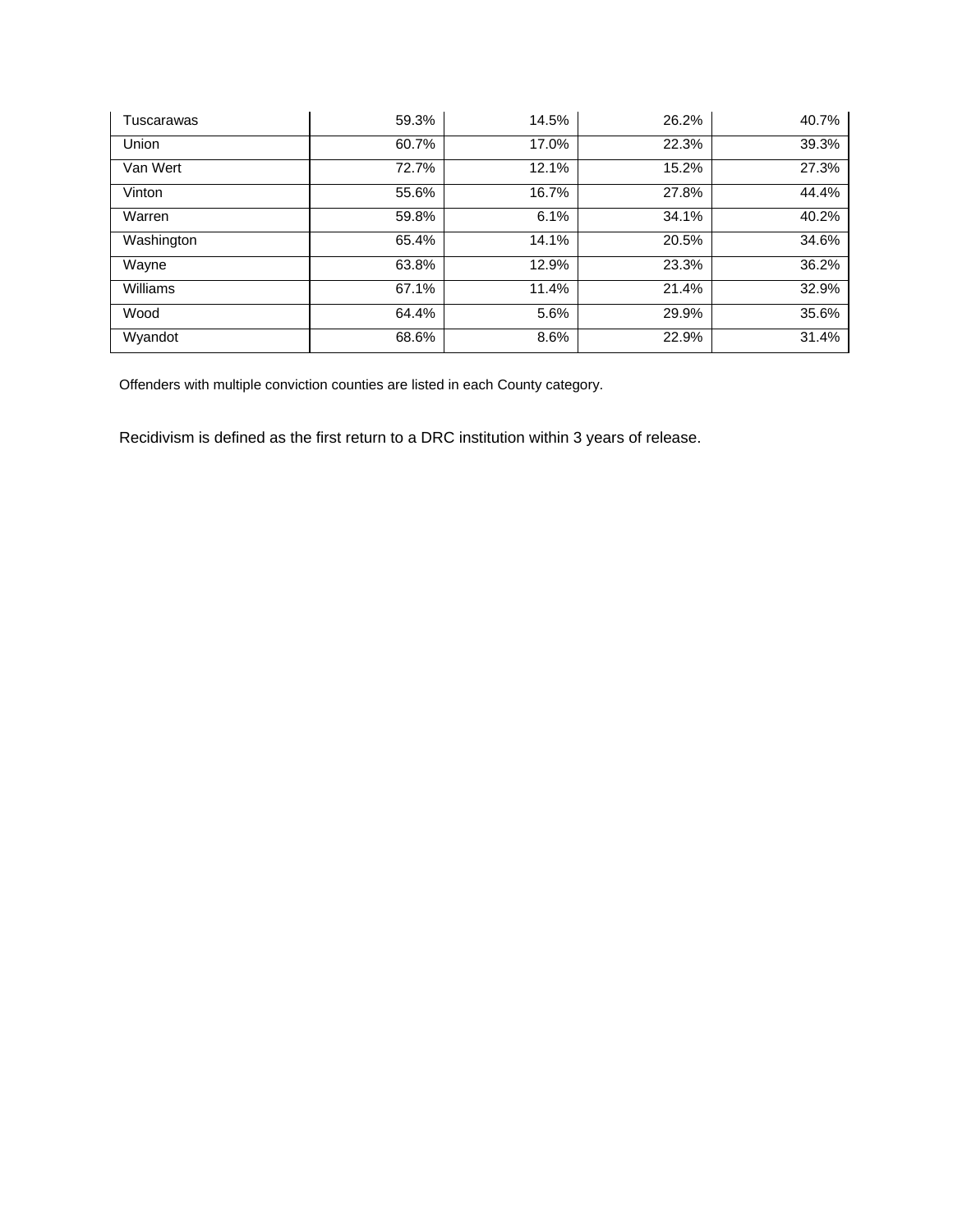| | | | | |
|---|---|---|---|---|
| Tuscarawas | 59.3% | 14.5% | 26.2% | 40.7% |
| Union | 60.7% | 17.0% | 22.3% | 39.3% |
| Van Wert | 72.7% | 12.1% | 15.2% | 27.3% |
| Vinton | 55.6% | 16.7% | 27.8% | 44.4% |
| Warren | 59.8% | 6.1% | 34.1% | 40.2% |
| Washington | 65.4% | 14.1% | 20.5% | 34.6% |
| Wayne | 63.8% | 12.9% | 23.3% | 36.2% |
| Williams | 67.1% | 11.4% | 21.4% | 32.9% |
| Wood | 64.4% | 5.6% | 29.9% | 35.6% |
| Wyandot | 68.6% | 8.6% | 22.9% | 31.4% |

Offenders with multiple conviction counties are listed in each County category.

Recidivism is defined as the first return to a DRC institution within 3 years of release.